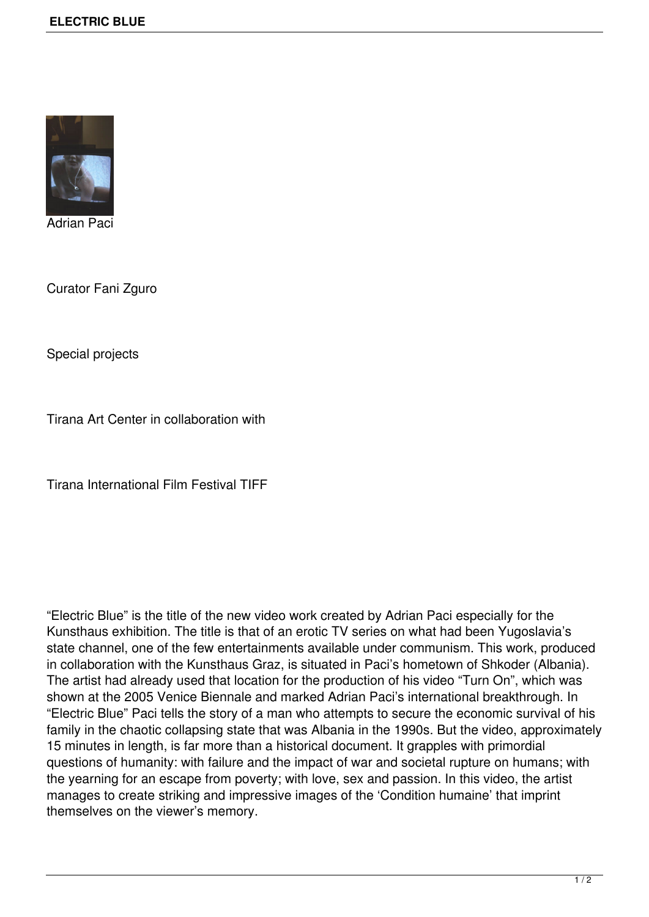Adrian Paci

Curator Fani Zguro

Special projects

Tirana Art Center in collaboration with

Tirana International Film Festival TIFF

“Electric Blue” is the title of the new video work created by Adrian Paci especially for the Kunsthaus exhibition. The title is that of an erotic TV series on what had been Yugoslavia’s state channel, one of the few entertainments available under communism. This work, produced in collaboration with the Kunsthaus Graz, is situated in Paci’s hometown of Shkoder (Albania). The artist had already used that location for the production of his video “Turn On”, which was shown at the 2005 Venice Biennale and marked Adrian Paci’s international breakthrough. In “Electric Blue” Paci tells the story of a man who attempts to secure the economic survival of his family in the chaotic collapsing state that was Albania in the 1990s. But the video, approximately 15 minutes in length, is far more than a historical document. It grapples with primordial questions of humanity: with failure and the impact of war and societal rupture on humans; with the yearning for an escape from poverty; with love, sex and passion. In this video, the artist manages to create striking and impressive images of the ‘Condition humaine’ that imprint themselves on the viewer’s memory.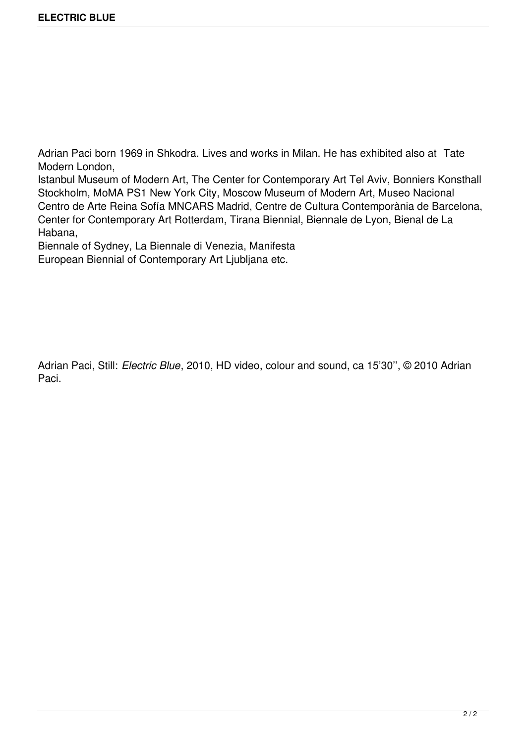Adrian Paci born 1969 in Shkodra. Lives and works in Milan. He has exhibited also at Tate Modern London,
Istanbul Museum of Modern Art, The Center for Contemporary Art Tel Aviv, Bonniers Konsthall Stockholm, MoMA PS1 New York City, Moscow Museum of Modern Art, Museo Nacional Centro de Arte Reina Sofía MNCARS Madrid, Centre de Cultura Contemporània de Barcelona, Center for Contemporary Art Rotterdam, Tirana Biennial, Biennale de Lyon, Bienal de La Habana,
Biennale of Sydney, La Biennale di Venezia, Manifesta
European Biennial of Contemporary Art Ljubljana etc.

Adrian Paci, Still: *Electric Blue*, 2010, HD video, colour and sound, ca 15’30’’, © 2010 Adrian Paci.